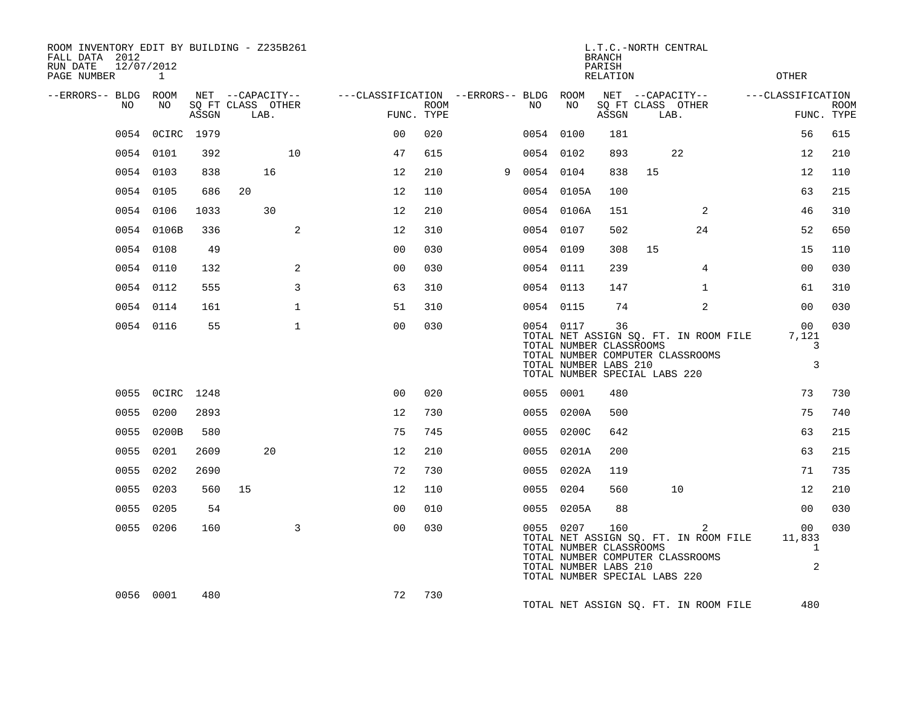ROOM INVENTORY EDIT BY BUILDING - Z235B261
FALL DATA 2012
RUN DATE 12/07/2012
PAGE NUMBER 1

L.T.C.-NORTH CENTRAL
BRANCH
PARISH
RELATION
OTHER

| --ERRORS-- | BLDG NO | ROOM NO | NET SQ FT ASSGN | CAPACITY CLASS | CAPACITY LAB. | CAPACITY OTHER | CLASSIFICATION FUNC. | ROOM TYPE | --ERRORS-- | BLDG NO | ROOM NO | NET SQ FT ASSGN | CAPACITY CLASS | CAPACITY LAB. | CAPACITY OTHER | CLASSIFICATION FUNC. | ROOM TYPE |
|---|---|---|---|---|---|---|---|---|---|---|---|---|---|---|---|---|---|
| | 0054 | 0CIRC | 1979 | | | | 00 | 020 | | 0054 | 0100 | 181 | | | | 56 | 615 |
| | 0054 | 0101 | 392 | | | 10 | 47 | 615 | | 0054 | 0102 | 893 | | 22 | | 12 | 210 |
| | 0054 | 0103 | 838 | | 16 | | 12 | 210 | 9 | 0054 | 0104 | 838 | 15 | | | 12 | 110 |
| | 0054 | 0105 | 686 | 20 | | | 12 | 110 | | 0054 | 0105A | 100 | | | | 63 | 215 |
| | 0054 | 0106 | 1033 | | 30 | | 12 | 210 | | 0054 | 0106A | 151 | | | 2 | 46 | 310 |
| | 0054 | 0106B | 336 | | | 2 | 12 | 310 | | 0054 | 0107 | 502 | | | 24 | 52 | 650 |
| | 0054 | 0108 | 49 | | | | 00 | 030 | | 0054 | 0109 | 308 | 15 | | | 15 | 110 |
| | 0054 | 0110 | 132 | | | 2 | 00 | 030 | | 0054 | 0111 | 239 | | | 4 | 00 | 030 |
| | 0054 | 0112 | 555 | | | 3 | 63 | 310 | | 0054 | 0113 | 147 | | | 1 | 61 | 310 |
| | 0054 | 0114 | 161 | | | 1 | 51 | 310 | | 0054 | 0115 | 74 | | | 2 | 00 | 030 |
| | 0054 | 0116 | 55 | | | 1 | 00 | 030 | | 0054 | 0117 | 36 | | | | 00 | 030 |

TOTAL NET ASSIGN SQ. FT. IN ROOM FILE 7,121
TOTAL NUMBER CLASSROOMS 3
TOTAL NUMBER COMPUTER CLASSROOMS
TOTAL NUMBER LABS 210 3
TOTAL NUMBER SPECIAL LABS 220

| --ERRORS-- | BLDG NO | ROOM NO | NET SQ FT ASSGN | CAPACITY CLASS | CAPACITY LAB. | CAPACITY OTHER | CLASSIFICATION FUNC. | ROOM TYPE | --ERRORS-- | BLDG NO | ROOM NO | NET SQ FT ASSGN | CAPACITY CLASS | CAPACITY LAB. | CAPACITY OTHER | CLASSIFICATION FUNC. | ROOM TYPE |
|---|---|---|---|---|---|---|---|---|---|---|---|---|---|---|---|---|---|
| | 0055 | 0CIRC | 1248 | | | | 00 | 020 | | 0055 | 0001 | 480 | | | | 73 | 730 |
| | 0055 | 0200 | 2893 | | | | 12 | 730 | | 0055 | 0200A | 500 | | | | 75 | 740 |
| | 0055 | 0200B | 580 | | | | 75 | 745 | | 0055 | 0200C | 642 | | | | 63 | 215 |
| | 0055 | 0201 | 2609 | | 20 | | 12 | 210 | | 0055 | 0201A | 200 | | | | 63 | 215 |
| | 0055 | 0202 | 2690 | | | | 72 | 730 | | 0055 | 0202A | 119 | | | | 71 | 735 |
| | 0055 | 0203 | 560 | 15 | | | 12 | 110 | | 0055 | 0204 | 560 | | 10 | | 12 | 210 |
| | 0055 | 0205 | 54 | | | | 00 | 010 | | 0055 | 0205A | 88 | | | | 00 | 030 |
| | 0055 | 0206 | 160 | | | 3 | 00 | 030 | | 0055 | 0207 | 160 | | | 2 | 00 | 030 |

TOTAL NET ASSIGN SQ. FT. IN ROOM FILE 11,833
TOTAL NUMBER CLASSROOMS 1
TOTAL NUMBER COMPUTER CLASSROOMS
TOTAL NUMBER LABS 210 2
TOTAL NUMBER SPECIAL LABS 220

| --ERRORS-- | BLDG NO | ROOM NO | NET SQ FT ASSGN | CAPACITY CLASS | CAPACITY LAB. | CAPACITY OTHER | CLASSIFICATION FUNC. | ROOM TYPE |
|---|---|---|---|---|---|---|---|---|
| | 0056 | 0001 | 480 | | | | 72 | 730 |

TOTAL NET ASSIGN SQ. FT. IN ROOM FILE 480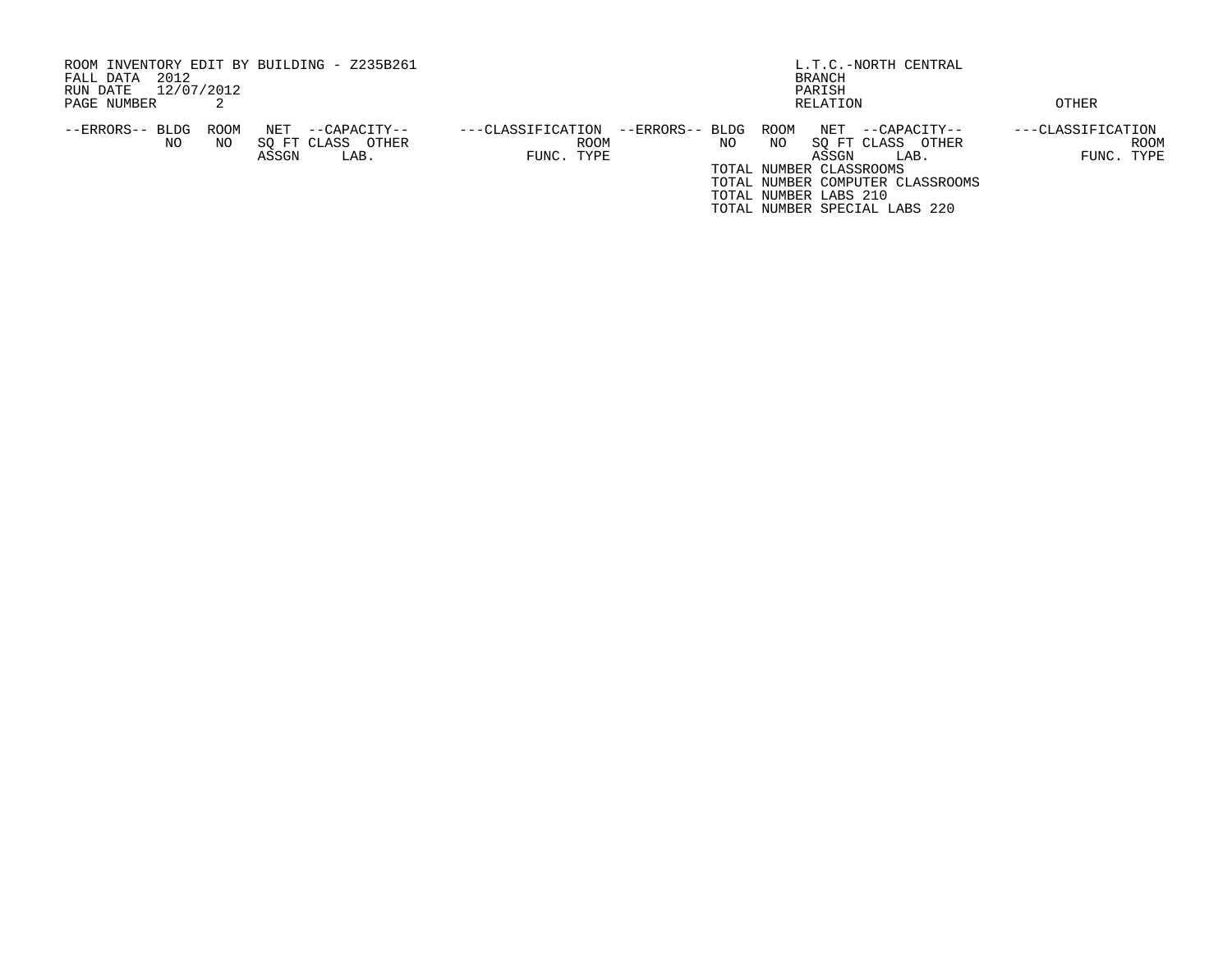ROOM INVENTORY EDIT BY BUILDING - Z235B261
FALL DATA 2012
RUN DATE 12/07/2012
PAGE NUMBER 2

L.T.C.-NORTH CENTRAL
BRANCH
PARISH
RELATION

OTHER

| --ERRORS-- | BLDG NO | ROOM NO | NET SQ FT ASSGN | --CAPACITY-- CLASS | OTHER LAB. | ---CLASSIFICATION FUNC. | ROOM TYPE | --ERRORS-- | BLDG NO | ROOM NO | NET SQ FT ASSGN | --CAPACITY-- CLASS | OTHER LAB. | ---CLASSIFICATION FUNC. | ROOM TYPE |
|---|---|---|---|---|---|---|---|---|---|---|---|---|---|---|---|

TOTAL NUMBER CLASSROOMS
TOTAL NUMBER COMPUTER CLASSROOMS
TOTAL NUMBER LABS 210
TOTAL NUMBER SPECIAL LABS 220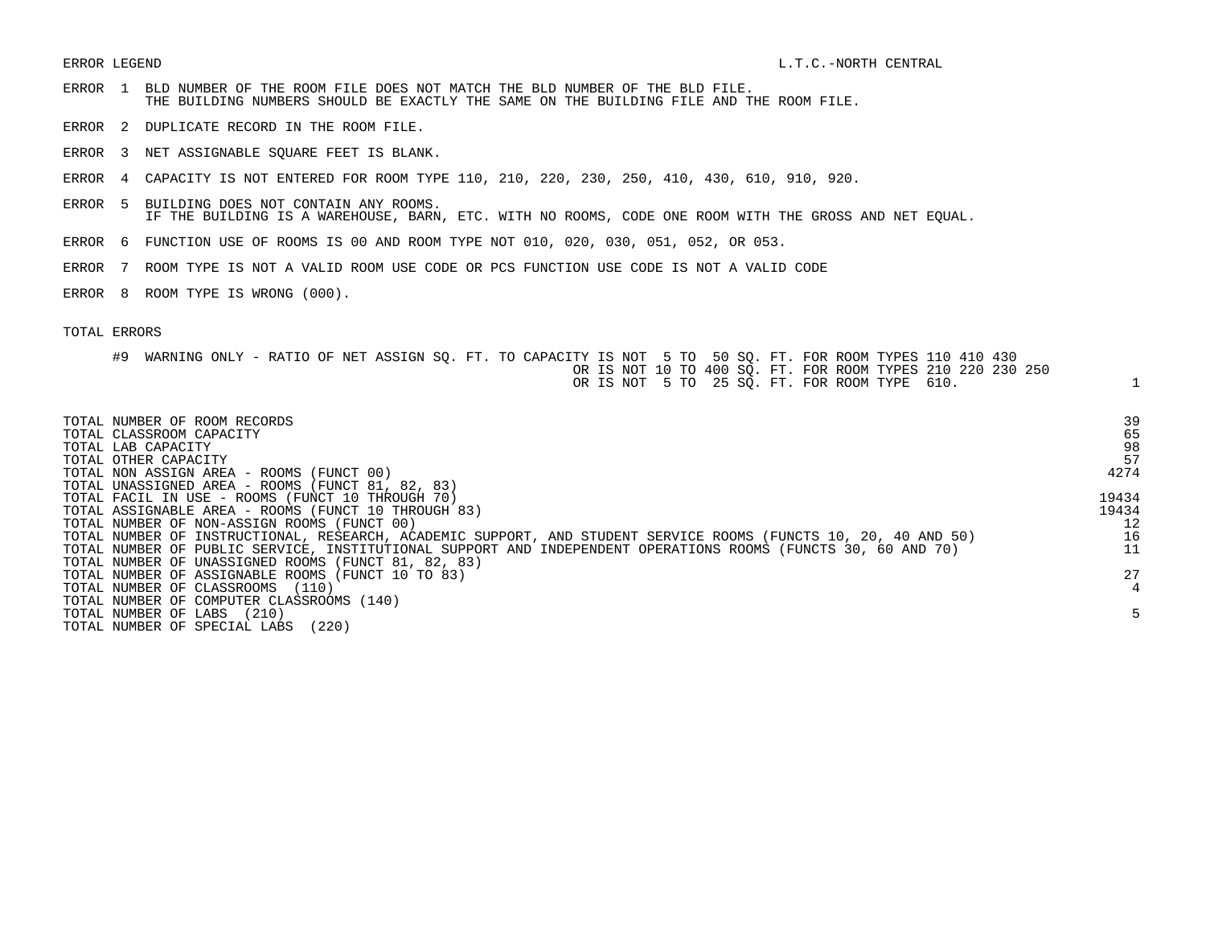ERROR LEGEND

L.T.C.-NORTH CENTRAL

ERROR 1 BLD NUMBER OF THE ROOM FILE DOES NOT MATCH THE BLD NUMBER OF THE BLD FILE.
THE BUILDING NUMBERS SHOULD BE EXACTLY THE SAME ON THE BUILDING FILE AND THE ROOM FILE.

ERROR 2 DUPLICATE RECORD IN THE ROOM FILE.

ERROR 3 NET ASSIGNABLE SQUARE FEET IS BLANK.

ERROR 4 CAPACITY IS NOT ENTERED FOR ROOM TYPE 110, 210, 220, 230, 250, 410, 430, 610, 910, 920.

ERROR 5 BUILDING DOES NOT CONTAIN ANY ROOMS.
IF THE BUILDING IS A WAREHOUSE, BARN, ETC. WITH NO ROOMS, CODE ONE ROOM WITH THE GROSS AND NET EQUAL.

ERROR 6 FUNCTION USE OF ROOMS IS 00 AND ROOM TYPE NOT 010, 020, 030, 051, 052, OR 053.

ERROR 7 ROOM TYPE IS NOT A VALID ROOM USE CODE OR PCS FUNCTION USE CODE IS NOT A VALID CODE

ERROR 8 ROOM TYPE IS WRONG (000).

TOTAL ERRORS

| | |
|---|---|
| #9 WARNING ONLY - RATIO OF NET ASSIGN SQ. FT. TO CAPACITY IS NOT 5 TO 50 SQ. FT. FOR ROOM TYPES 110 410 430 OR IS NOT 10 TO 400 SQ. FT. FOR ROOM TYPES 210 220 230 250 OR IS NOT 5 TO 25 SQ. FT. FOR ROOM TYPE 610. | 1 |

| | |
|---|---|
| TOTAL NUMBER OF ROOM RECORDS | 39 |
| TOTAL CLASSROOM CAPACITY | 65 |
| TOTAL LAB CAPACITY | 98 |
| TOTAL OTHER CAPACITY | 57 |
| TOTAL NON ASSIGN AREA - ROOMS (FUNCT 00) | 4274 |
| TOTAL UNASSIGNED AREA - ROOMS (FUNCT 81, 82, 83) | |
| TOTAL FACIL IN USE - ROOMS (FUNCT 10 THROUGH 70) | 19434 |
| TOTAL ASSIGNABLE AREA - ROOMS (FUNCT 10 THROUGH 83) | 19434 |
| TOTAL NUMBER OF NON-ASSIGN ROOMS (FUNCT 00) | 12 |
| TOTAL NUMBER OF INSTRUCTIONAL, RESEARCH, ACADEMIC SUPPORT, AND STUDENT SERVICE ROOMS (FUNCTS 10, 20, 40 AND 50) | 16 |
| TOTAL NUMBER OF PUBLIC SERVICE, INSTITUTIONAL SUPPORT AND INDEPENDENT OPERATIONS ROOMS (FUNCTS 30, 60 AND 70) | 11 |
| TOTAL NUMBER OF UNASSIGNED ROOMS (FUNCT 81, 82, 83) | |
| TOTAL NUMBER OF ASSIGNABLE ROOMS (FUNCT 10 TO 83) | 27 |
| TOTAL NUMBER OF CLASSROOMS (110) | 4 |
| TOTAL NUMBER OF COMPUTER CLASSROOMS (140) | |
| TOTAL NUMBER OF LABS (210) | 5 |
| TOTAL NUMBER OF SPECIAL LABS (220) | |